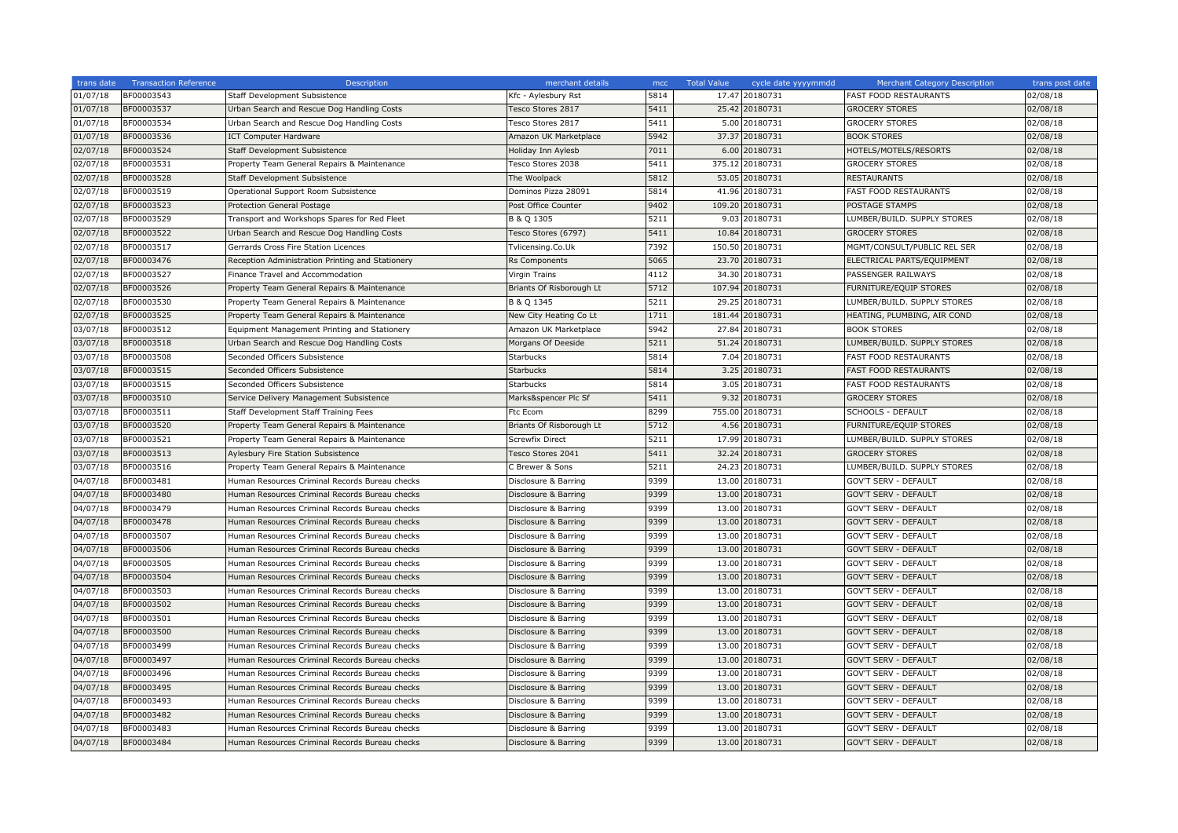| trans date | Transaction Reference | Description | merchant details | mcc | Total Value | cycle date yyyymmdd | Merchant Category Description | trans post date |
|---|---|---|---|---|---|---|---|---|
| 01/07/18 | BF00003543 | Staff Development Subsistence | Kfc - Aylesbury Rst | 5814 | 17.47 | 20180731 | FAST FOOD RESTAURANTS | 02/08/18 |
| 01/07/18 | BF00003537 | Urban Search and Rescue Dog Handling Costs | Tesco Stores 2817 | 5411 | 25.42 | 20180731 | GROCERY STORES | 02/08/18 |
| 01/07/18 | BF00003534 | Urban Search and Rescue Dog Handling Costs | Tesco Stores 2817 | 5411 | 5.00 | 20180731 | GROCERY STORES | 02/08/18 |
| 01/07/18 | BF00003536 | ICT Computer Hardware | Amazon UK Marketplace | 5942 | 37.37 | 20180731 | BOOK STORES | 02/08/18 |
| 02/07/18 | BF00003524 | Staff Development Subsistence | Holiday Inn Aylesb | 7011 | 6.00 | 20180731 | HOTELS/MOTELS/RESORTS | 02/08/18 |
| 02/07/18 | BF00003531 | Property Team General Repairs & Maintenance | Tesco Stores 2038 | 5411 | 375.12 | 20180731 | GROCERY STORES | 02/08/18 |
| 02/07/18 | BF00003528 | Staff Development Subsistence | The Woolpack | 5812 | 53.05 | 20180731 | RESTAURANTS | 02/08/18 |
| 02/07/18 | BF00003519 | Operational Support Room Subsistence | Dominos Pizza 28091 | 5814 | 41.96 | 20180731 | FAST FOOD RESTAURANTS | 02/08/18 |
| 02/07/18 | BF00003523 | Protection General Postage | Post Office Counter | 9402 | 109.20 | 20180731 | POSTAGE STAMPS | 02/08/18 |
| 02/07/18 | BF00003529 | Transport and Workshops Spares for Red Fleet | B & Q 1305 | 5211 | 9.03 | 20180731 | LUMBER/BUILD. SUPPLY STORES | 02/08/18 |
| 02/07/18 | BF00003522 | Urban Search and Rescue Dog Handling Costs | Tesco Stores (6797) | 5411 | 10.84 | 20180731 | GROCERY STORES | 02/08/18 |
| 02/07/18 | BF00003517 | Gerrards Cross Fire Station Licences | Tvlicensing.Co.Uk | 7392 | 150.50 | 20180731 | MGMT/CONSULT/PUBLIC REL SER | 02/08/18 |
| 02/07/18 | BF00003476 | Reception Administration Printing and Stationery | Rs Components | 5065 | 23.70 | 20180731 | ELECTRICAL PARTS/EQUIPMENT | 02/08/18 |
| 02/07/18 | BF00003527 | Finance Travel and Accommodation | Virgin Trains | 4112 | 34.30 | 20180731 | PASSENGER RAILWAYS | 02/08/18 |
| 02/07/18 | BF00003526 | Property Team General Repairs & Maintenance | Briants Of Risborough Lt | 5712 | 107.94 | 20180731 | FURNITURE/EQUIP STORES | 02/08/18 |
| 02/07/18 | BF00003530 | Property Team General Repairs & Maintenance | B & Q 1345 | 5211 | 29.25 | 20180731 | LUMBER/BUILD. SUPPLY STORES | 02/08/18 |
| 02/07/18 | BF00003525 | Property Team General Repairs & Maintenance | New City Heating Co Lt | 1711 | 181.44 | 20180731 | HEATING, PLUMBING, AIR COND | 02/08/18 |
| 03/07/18 | BF00003512 | Equipment Management Printing and Stationery | Amazon UK Marketplace | 5942 | 27.84 | 20180731 | BOOK STORES | 02/08/18 |
| 03/07/18 | BF00003518 | Urban Search and Rescue Dog Handling Costs | Morgans Of Deeside | 5211 | 51.24 | 20180731 | LUMBER/BUILD. SUPPLY STORES | 02/08/18 |
| 03/07/18 | BF00003508 | Seconded Officers Subsistence | Starbucks | 5814 | 7.04 | 20180731 | FAST FOOD RESTAURANTS | 02/08/18 |
| 03/07/18 | BF00003515 | Seconded Officers Subsistence | Starbucks | 5814 | 3.25 | 20180731 | FAST FOOD RESTAURANTS | 02/08/18 |
| 03/07/18 | BF00003515 | Seconded Officers Subsistence | Starbucks | 5814 | 3.05 | 20180731 | FAST FOOD RESTAURANTS | 02/08/18 |
| 03/07/18 | BF00003510 | Service Delivery Management Subsistence | Marks&spencer Plc Sf | 5411 | 9.32 | 20180731 | GROCERY STORES | 02/08/18 |
| 03/07/18 | BF00003511 | Staff Development Staff Training Fees | Ftc Ecom | 8299 | 755.00 | 20180731 | SCHOOLS - DEFAULT | 02/08/18 |
| 03/07/18 | BF00003520 | Property Team General Repairs & Maintenance | Briants Of Risborough Lt | 5712 | 4.56 | 20180731 | FURNITURE/EQUIP STORES | 02/08/18 |
| 03/07/18 | BF00003521 | Property Team General Repairs & Maintenance | Screwfix Direct | 5211 | 17.99 | 20180731 | LUMBER/BUILD. SUPPLY STORES | 02/08/18 |
| 03/07/18 | BF00003513 | Aylesbury Fire Station Subsistence | Tesco Stores 2041 | 5411 | 32.24 | 20180731 | GROCERY STORES | 02/08/18 |
| 03/07/18 | BF00003516 | Property Team General Repairs & Maintenance | C Brewer & Sons | 5211 | 24.23 | 20180731 | LUMBER/BUILD. SUPPLY STORES | 02/08/18 |
| 04/07/18 | BF00003481 | Human Resources Criminal Records Bureau checks | Disclosure & Barring | 9399 | 13.00 | 20180731 | GOV'T SERV - DEFAULT | 02/08/18 |
| 04/07/18 | BF00003480 | Human Resources Criminal Records Bureau checks | Disclosure & Barring | 9399 | 13.00 | 20180731 | GOV'T SERV - DEFAULT | 02/08/18 |
| 04/07/18 | BF00003479 | Human Resources Criminal Records Bureau checks | Disclosure & Barring | 9399 | 13.00 | 20180731 | GOV'T SERV - DEFAULT | 02/08/18 |
| 04/07/18 | BF00003478 | Human Resources Criminal Records Bureau checks | Disclosure & Barring | 9399 | 13.00 | 20180731 | GOV'T SERV - DEFAULT | 02/08/18 |
| 04/07/18 | BF00003507 | Human Resources Criminal Records Bureau checks | Disclosure & Barring | 9399 | 13.00 | 20180731 | GOV'T SERV - DEFAULT | 02/08/18 |
| 04/07/18 | BF00003506 | Human Resources Criminal Records Bureau checks | Disclosure & Barring | 9399 | 13.00 | 20180731 | GOV'T SERV - DEFAULT | 02/08/18 |
| 04/07/18 | BF00003505 | Human Resources Criminal Records Bureau checks | Disclosure & Barring | 9399 | 13.00 | 20180731 | GOV'T SERV - DEFAULT | 02/08/18 |
| 04/07/18 | BF00003504 | Human Resources Criminal Records Bureau checks | Disclosure & Barring | 9399 | 13.00 | 20180731 | GOV'T SERV - DEFAULT | 02/08/18 |
| 04/07/18 | BF00003503 | Human Resources Criminal Records Bureau checks | Disclosure & Barring | 9399 | 13.00 | 20180731 | GOV'T SERV - DEFAULT | 02/08/18 |
| 04/07/18 | BF00003502 | Human Resources Criminal Records Bureau checks | Disclosure & Barring | 9399 | 13.00 | 20180731 | GOV'T SERV - DEFAULT | 02/08/18 |
| 04/07/18 | BF00003501 | Human Resources Criminal Records Bureau checks | Disclosure & Barring | 9399 | 13.00 | 20180731 | GOV'T SERV - DEFAULT | 02/08/18 |
| 04/07/18 | BF00003500 | Human Resources Criminal Records Bureau checks | Disclosure & Barring | 9399 | 13.00 | 20180731 | GOV'T SERV - DEFAULT | 02/08/18 |
| 04/07/18 | BF00003499 | Human Resources Criminal Records Bureau checks | Disclosure & Barring | 9399 | 13.00 | 20180731 | GOV'T SERV - DEFAULT | 02/08/18 |
| 04/07/18 | BF00003497 | Human Resources Criminal Records Bureau checks | Disclosure & Barring | 9399 | 13.00 | 20180731 | GOV'T SERV - DEFAULT | 02/08/18 |
| 04/07/18 | BF00003496 | Human Resources Criminal Records Bureau checks | Disclosure & Barring | 9399 | 13.00 | 20180731 | GOV'T SERV - DEFAULT | 02/08/18 |
| 04/07/18 | BF00003495 | Human Resources Criminal Records Bureau checks | Disclosure & Barring | 9399 | 13.00 | 20180731 | GOV'T SERV - DEFAULT | 02/08/18 |
| 04/07/18 | BF00003493 | Human Resources Criminal Records Bureau checks | Disclosure & Barring | 9399 | 13.00 | 20180731 | GOV'T SERV - DEFAULT | 02/08/18 |
| 04/07/18 | BF00003482 | Human Resources Criminal Records Bureau checks | Disclosure & Barring | 9399 | 13.00 | 20180731 | GOV'T SERV - DEFAULT | 02/08/18 |
| 04/07/18 | BF00003483 | Human Resources Criminal Records Bureau checks | Disclosure & Barring | 9399 | 13.00 | 20180731 | GOV'T SERV - DEFAULT | 02/08/18 |
| 04/07/18 | BF00003484 | Human Resources Criminal Records Bureau checks | Disclosure & Barring | 9399 | 13.00 | 20180731 | GOV'T SERV - DEFAULT | 02/08/18 |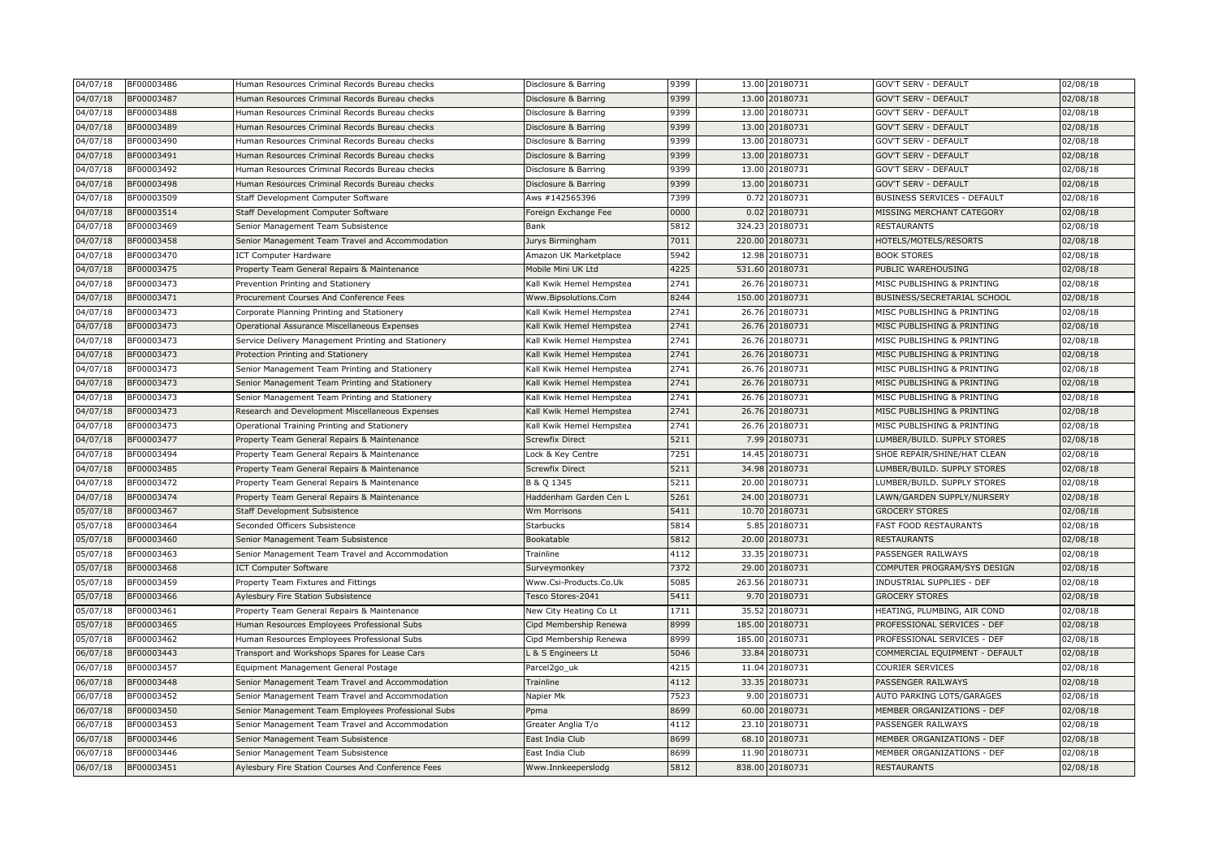| 04/07/18 | BF00003486 | Human Resources Criminal Records Bureau checks | Disclosure & Barring | 9399 | 13.00 | 20180731 | GOV'T SERV - DEFAULT | 02/08/18 |
|---|---|---|---|---|---|---|---|---|
| 04/07/18 | BF00003487 | Human Resources Criminal Records Bureau checks | Disclosure & Barring | 9399 | 13.00 | 20180731 | GOV'T SERV - DEFAULT | 02/08/18 |
| 04/07/18 | BF00003488 | Human Resources Criminal Records Bureau checks | Disclosure & Barring | 9399 | 13.00 | 20180731 | GOV'T SERV - DEFAULT | 02/08/18 |
| 04/07/18 | BF00003489 | Human Resources Criminal Records Bureau checks | Disclosure & Barring | 9399 | 13.00 | 20180731 | GOV'T SERV - DEFAULT | 02/08/18 |
| 04/07/18 | BF00003490 | Human Resources Criminal Records Bureau checks | Disclosure & Barring | 9399 | 13.00 | 20180731 | GOV'T SERV - DEFAULT | 02/08/18 |
| 04/07/18 | BF00003491 | Human Resources Criminal Records Bureau checks | Disclosure & Barring | 9399 | 13.00 | 20180731 | GOV'T SERV - DEFAULT | 02/08/18 |
| 04/07/18 | BF00003492 | Human Resources Criminal Records Bureau checks | Disclosure & Barring | 9399 | 13.00 | 20180731 | GOV'T SERV - DEFAULT | 02/08/18 |
| 04/07/18 | BF00003498 | Human Resources Criminal Records Bureau checks | Disclosure & Barring | 9399 | 13.00 | 20180731 | GOV'T SERV - DEFAULT | 02/08/18 |
| 04/07/18 | BF00003509 | Staff Development Computer Software | Aws #142565396 | 7399 | 0.72 | 20180731 | BUSINESS SERVICES - DEFAULT | 02/08/18 |
| 04/07/18 | BF00003514 | Staff Development Computer Software | Foreign Exchange Fee | 0000 | 0.02 | 20180731 | MISSING MERCHANT CATEGORY | 02/08/18 |
| 04/07/18 | BF00003469 | Senior Management Team Subsistence | Bank | 5812 | 324.23 | 20180731 | RESTAURANTS | 02/08/18 |
| 04/07/18 | BF00003458 | Senior Management Team Travel and Accommodation | Jurys Birmingham | 7011 | 220.00 | 20180731 | HOTELS/MOTELS/RESORTS | 02/08/18 |
| 04/07/18 | BF00003470 | ICT Computer Hardware | Amazon UK Marketplace | 5942 | 12.98 | 20180731 | BOOK STORES | 02/08/18 |
| 04/07/18 | BF00003475 | Property Team General Repairs & Maintenance | Mobile Mini UK Ltd | 4225 | 531.60 | 20180731 | PUBLIC WAREHOUSING | 02/08/18 |
| 04/07/18 | BF00003473 | Prevention Printing and Stationery | Kall Kwik Hemel Hempstea | 2741 | 26.76 | 20180731 | MISC PUBLISHING & PRINTING | 02/08/18 |
| 04/07/18 | BF00003471 | Procurement Courses And Conference Fees | Www.Bipsolutions.Com | 8244 | 150.00 | 20180731 | BUSINESS/SECRETARIAL SCHOOL | 02/08/18 |
| 04/07/18 | BF00003473 | Corporate Planning Printing and Stationery | Kall Kwik Hemel Hempstea | 2741 | 26.76 | 20180731 | MISC PUBLISHING & PRINTING | 02/08/18 |
| 04/07/18 | BF00003473 | Operational Assurance Miscellaneous Expenses | Kall Kwik Hemel Hempstea | 2741 | 26.76 | 20180731 | MISC PUBLISHING & PRINTING | 02/08/18 |
| 04/07/18 | BF00003473 | Service Delivery Management Printing and Stationery | Kall Kwik Hemel Hempstea | 2741 | 26.76 | 20180731 | MISC PUBLISHING & PRINTING | 02/08/18 |
| 04/07/18 | BF00003473 | Protection Printing and Stationery | Kall Kwik Hemel Hempstea | 2741 | 26.76 | 20180731 | MISC PUBLISHING & PRINTING | 02/08/18 |
| 04/07/18 | BF00003473 | Senior Management Team Printing and Stationery | Kall Kwik Hemel Hempstea | 2741 | 26.76 | 20180731 | MISC PUBLISHING & PRINTING | 02/08/18 |
| 04/07/18 | BF00003473 | Senior Management Team Printing and Stationery | Kall Kwik Hemel Hempstea | 2741 | 26.76 | 20180731 | MISC PUBLISHING & PRINTING | 02/08/18 |
| 04/07/18 | BF00003473 | Senior Management Team Printing and Stationery | Kall Kwik Hemel Hempstea | 2741 | 26.76 | 20180731 | MISC PUBLISHING & PRINTING | 02/08/18 |
| 04/07/18 | BF00003473 | Research and Development Miscellaneous Expenses | Kall Kwik Hemel Hempstea | 2741 | 26.76 | 20180731 | MISC PUBLISHING & PRINTING | 02/08/18 |
| 04/07/18 | BF00003473 | Operational Training Printing and Stationery | Kall Kwik Hemel Hempstea | 2741 | 26.76 | 20180731 | MISC PUBLISHING & PRINTING | 02/08/18 |
| 04/07/18 | BF00003477 | Property Team General Repairs & Maintenance | Screwfix Direct | 5211 | 7.99 | 20180731 | LUMBER/BUILD. SUPPLY STORES | 02/08/18 |
| 04/07/18 | BF00003494 | Property Team General Repairs & Maintenance | Lock & Key Centre | 7251 | 14.45 | 20180731 | SHOE REPAIR/SHINE/HAT CLEAN | 02/08/18 |
| 04/07/18 | BF00003485 | Property Team General Repairs & Maintenance | Screwfix Direct | 5211 | 34.98 | 20180731 | LUMBER/BUILD. SUPPLY STORES | 02/08/18 |
| 04/07/18 | BF00003472 | Property Team General Repairs & Maintenance | B & Q 1345 | 5211 | 20.00 | 20180731 | LUMBER/BUILD. SUPPLY STORES | 02/08/18 |
| 04/07/18 | BF00003474 | Property Team General Repairs & Maintenance | Haddenham Garden Cen L | 5261 | 24.00 | 20180731 | LAWN/GARDEN SUPPLY/NURSERY | 02/08/18 |
| 05/07/18 | BF00003467 | Staff Development Subsistence | Wm Morrisons | 5411 | 10.70 | 20180731 | GROCERY STORES | 02/08/18 |
| 05/07/18 | BF00003464 | Seconded Officers Subsistence | Starbucks | 5814 | 5.85 | 20180731 | FAST FOOD RESTAURANTS | 02/08/18 |
| 05/07/18 | BF00003460 | Senior Management Team Subsistence | Bookatable | 5812 | 20.00 | 20180731 | RESTAURANTS | 02/08/18 |
| 05/07/18 | BF00003463 | Senior Management Team Travel and Accommodation | Trainline | 4112 | 33.35 | 20180731 | PASSENGER RAILWAYS | 02/08/18 |
| 05/07/18 | BF00003468 | ICT Computer Software | Surveymonkey | 7372 | 29.00 | 20180731 | COMPUTER PROGRAM/SYS DESIGN | 02/08/18 |
| 05/07/18 | BF00003459 | Property Team Fixtures and Fittings | Www.Csi-Products.Co.Uk | 5085 | 263.56 | 20180731 | INDUSTRIAL SUPPLIES - DEF | 02/08/18 |
| 05/07/18 | BF00003466 | Aylesbury Fire Station Subsistence | Tesco Stores-2041 | 5411 | 9.70 | 20180731 | GROCERY STORES | 02/08/18 |
| 05/07/18 | BF00003461 | Property Team General Repairs & Maintenance | New City Heating Co Lt | 1711 | 35.52 | 20180731 | HEATING, PLUMBING, AIR COND | 02/08/18 |
| 05/07/18 | BF00003465 | Human Resources Employees Professional Subs | Cipd Membership Renewa | 8999 | 185.00 | 20180731 | PROFESSIONAL SERVICES - DEF | 02/08/18 |
| 05/07/18 | BF00003462 | Human Resources Employees Professional Subs | Cipd Membership Renewa | 8999 | 185.00 | 20180731 | PROFESSIONAL SERVICES - DEF | 02/08/18 |
| 06/07/18 | BF00003443 | Transport and Workshops Spares for Lease Cars | L & S Engineers Lt | 5046 | 33.84 | 20180731 | COMMERCIAL EQUIPMENT - DEFAULT | 02/08/18 |
| 06/07/18 | BF00003457 | Equipment Management General Postage | Parcel2go_uk | 4215 | 11.04 | 20180731 | COURIER SERVICES | 02/08/18 |
| 06/07/18 | BF00003448 | Senior Management Team Travel and Accommodation | Trainline | 4112 | 33.35 | 20180731 | PASSENGER RAILWAYS | 02/08/18 |
| 06/07/18 | BF00003452 | Senior Management Team Travel and Accommodation | Napier Mk | 7523 | 9.00 | 20180731 | AUTO PARKING LOTS/GARAGES | 02/08/18 |
| 06/07/18 | BF00003450 | Senior Management Team Employees Professional Subs | Ppma | 8699 | 60.00 | 20180731 | MEMBER ORGANIZATIONS - DEF | 02/08/18 |
| 06/07/18 | BF00003453 | Senior Management Team Travel and Accommodation | Greater Anglia T/o | 4112 | 23.10 | 20180731 | PASSENGER RAILWAYS | 02/08/18 |
| 06/07/18 | BF00003446 | Senior Management Team Subsistence | East India Club | 8699 | 68.10 | 20180731 | MEMBER ORGANIZATIONS - DEF | 02/08/18 |
| 06/07/18 | BF00003446 | Senior Management Team Subsistence | East India Club | 8699 | 11.90 | 20180731 | MEMBER ORGANIZATIONS - DEF | 02/08/18 |
| 06/07/18 | BF00003451 | Aylesbury Fire Station Courses And Conference Fees | Www.Innkeeperslodg | 5812 | 838.00 | 20180731 | RESTAURANTS | 02/08/18 |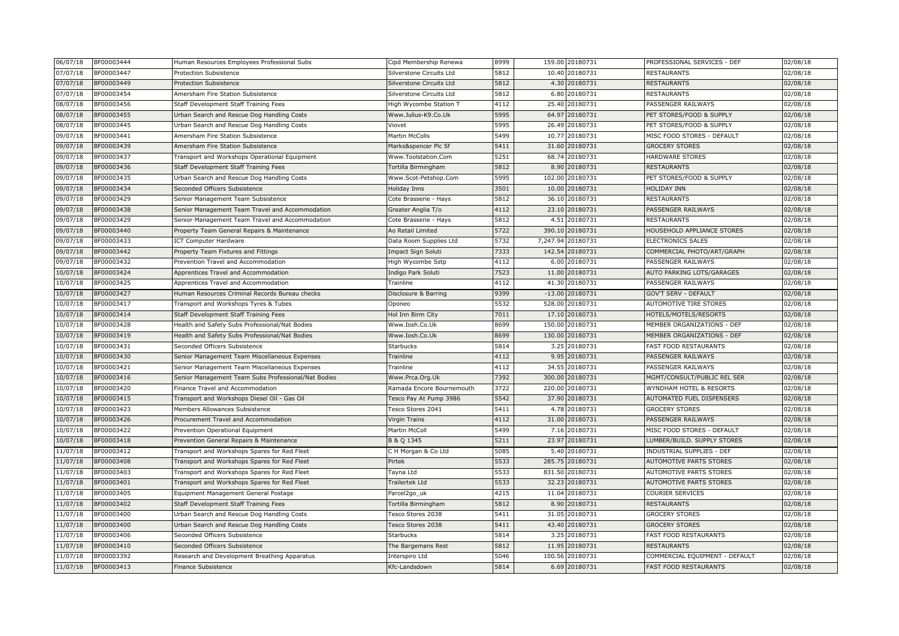| 06/07/18 | BF00003444 | Human Resources Employees Professional Subs | Cipd Membership Renewa | 8999 | 159.00 | 20180731 | PROFESSIONAL SERVICES - DEF | 02/08/18 |
|---|---|---|---|---|---|---|---|---|
| 07/07/18 | BF00003447 | Protection Subsistence | Silverstone Circuits Ltd | 5812 | 10.40 | 20180731 | RESTAURANTS | 02/08/18 |
| 07/07/18 | BF00003449 | Protection Subsistence | Silverstone Circuits Ltd | 5812 | 4.30 | 20180731 | RESTAURANTS | 02/08/18 |
| 07/07/18 | BF00003454 | Amersham Fire Station Subsistence | Silverstone Circuits Ltd | 5812 | 6.80 | 20180731 | RESTAURANTS | 02/08/18 |
| 08/07/18 | BF00003456 | Staff Development Staff Training Fees | High Wycombe Station T | 4112 | 25.40 | 20180731 | PASSENGER RAILWAYS | 02/08/18 |
| 08/07/18 | BF00003455 | Urban Search and Rescue Dog Handling Costs | Www.Julius-K9.Co.Uk | 5995 | 64.97 | 20180731 | PET STORES/FOOD & SUPPLY | 02/08/18 |
| 08/07/18 | BF00003445 | Urban Search and Rescue Dog Handling Costs | Viovet | 5995 | 26.49 | 20180731 | PET STORES/FOOD & SUPPLY | 02/08/18 |
| 09/07/18 | BF00003441 | Amersham Fire Station Subsistence | Martin McColls | 5499 | 10.77 | 20180731 | MISC FOOD STORES - DEFAULT | 02/08/18 |
| 09/07/18 | BF00003439 | Amersham Fire Station Subsistence | Marks&spencer Plc Sf | 5411 | 31.60 | 20180731 | GROCERY STORES | 02/08/18 |
| 09/07/18 | BF00003437 | Transport and Workshops Operational Equipment | Www.Toolstation.Com | 5251 | 68.74 | 20180731 | HARDWARE STORES | 02/08/18 |
| 09/07/18 | BF00003436 | Staff Development Staff Training Fees | Tortilla Birmingham | 5812 | 8.90 | 20180731 | RESTAURANTS | 02/08/18 |
| 09/07/18 | BF00003435 | Urban Search and Rescue Dog Handling Costs | Www.Scot-Petshop.Com | 5995 | 102.00 | 20180731 | PET STORES/FOOD & SUPPLY | 02/08/18 |
| 09/07/18 | BF00003434 | Seconded Officers Subsistence | Holiday Inns | 3501 | 10.00 | 20180731 | HOLIDAY INN | 02/08/18 |
| 09/07/18 | BF00003429 | Senior Management Team Subsistence | Cote Brasserie - Hays | 5812 | 36.10 | 20180731 | RESTAURANTS | 02/08/18 |
| 09/07/18 | BF00003438 | Senior Management Team Travel and Accommodation | Greater Anglia T/o | 4112 | 23.10 | 20180731 | PASSENGER RAILWAYS | 02/08/18 |
| 09/07/18 | BF00003429 | Senior Management Team Travel and Accommodation | Cote Brasserie - Hays | 5812 | 4.51 | 20180731 | RESTAURANTS | 02/08/18 |
| 09/07/18 | BF00003440 | Property Team General Repairs & Maintenance | Ao Retail Limited | 5722 | 390.10 | 20180731 | HOUSEHOLD APPLIANCE STORES | 02/08/18 |
| 09/07/18 | BF00003433 | ICT Computer Hardware | Data Room Supplies Ltd | 5732 | 7,247.94 | 20180731 | ELECTRONICS SALES | 02/08/18 |
| 09/07/18 | BF00003442 | Property Team Fixtures and Fittings | Impact Sign Soluti | 7333 | 142.54 | 20180731 | COMMERCIAL PHOTO/ART/GRAPH | 02/08/18 |
| 09/07/18 | BF00003432 | Prevention Travel and Accommodation | High Wycombe Sstp | 4112 | 6.00 | 20180731 | PASSENGER RAILWAYS | 02/08/18 |
| 10/07/18 | BF00003424 | Apprentices Travel and Accommodation | Indigo Park Soluti | 7523 | 11.00 | 20180731 | AUTO PARKING LOTS/GARAGES | 02/08/18 |
| 10/07/18 | BF00003425 | Apprentices Travel and Accommodation | Trainline | 4112 | 41.30 | 20180731 | PASSENGER RAILWAYS | 02/08/18 |
| 10/07/18 | BF00003427 | Human Resources Criminal Records Bureau checks | Disclosure & Barring | 9399 | -13.00 | 20180731 | GOV'T SERV - DEFAULT | 02/08/18 |
| 10/07/18 | BF00003417 | Transport and Workshops Tyres & Tubes | Oponeo | 5532 | 528.00 | 20180731 | AUTOMOTIVE TIRE STORES | 02/08/18 |
| 10/07/18 | BF00003414 | Staff Development Staff Training Fees | Hol Inn Birm City | 7011 | 17.10 | 20180731 | HOTELS/MOTELS/RESORTS | 02/08/18 |
| 10/07/18 | BF00003428 | Health and Safety Subs Professional/Nat Bodies | Www.Iosh.Co.Uk | 8699 | 150.00 | 20180731 | MEMBER ORGANIZATIONS - DEF | 02/08/18 |
| 10/07/18 | BF00003419 | Health and Safety Subs Professional/Nat Bodies | Www.Iosh.Co.Uk | 8699 | 130.00 | 20180731 | MEMBER ORGANIZATIONS - DEF | 02/08/18 |
| 10/07/18 | BF00003431 | Seconded Officers Subsistence | Starbucks | 5814 | 3.25 | 20180731 | FAST FOOD RESTAURANTS | 02/08/18 |
| 10/07/18 | BF00003430 | Senior Management Team Miscellaneous Expenses | Trainline | 4112 | 9.95 | 20180731 | PASSENGER RAILWAYS | 02/08/18 |
| 10/07/18 | BF00003421 | Senior Management Team Miscellaneous Expenses | Trainline | 4112 | 34.55 | 20180731 | PASSENGER RAILWAYS | 02/08/18 |
| 10/07/18 | BF00003416 | Senior Management Team Subs Professional/Nat Bodies | Www.Prca.Org.Uk | 7392 | 300.00 | 20180731 | MGMT/CONSULT/PUBLIC REL SER | 02/08/18 |
| 10/07/18 | BF00003420 | Finance Travel and Accommodation | Ramada Encore Bournemouth | 3722 | 220.00 | 20180731 | WYNDHAM HOTEL & RESORTS | 02/08/18 |
| 10/07/18 | BF00003415 | Transport and Workshops Diesel Oil - Gas Oil | Tesco Pay At Pump 3986 | 5542 | 37.90 | 20180731 | AUTOMATED FUEL DISPENSERS | 02/08/18 |
| 10/07/18 | BF00003423 | Members Allowances Subsistence | Tesco Stores 2041 | 5411 | 4.78 | 20180731 | GROCERY STORES | 02/08/18 |
| 10/07/18 | BF00003426 | Procurement Travel and Accommodation | Virgin Trains | 4112 | 31.00 | 20180731 | PASSENGER RAILWAYS | 02/08/18 |
| 10/07/18 | BF00003422 | Prevention Operational Equipment | Martin McColl | 5499 | 7.16 | 20180731 | MISC FOOD STORES - DEFAULT | 02/08/18 |
| 10/07/18 | BF00003418 | Prevention General Repairs & Maintenance | B & Q 1345 | 5211 | 23.97 | 20180731 | LUMBER/BUILD. SUPPLY STORES | 02/08/18 |
| 11/07/18 | BF00003412 | Transport and Workshops Spares for Red Fleet | C H Morgan & Co Ltd | 5085 | 5.40 | 20180731 | INDUSTRIAL SUPPLIES - DEF | 02/08/18 |
| 11/07/18 | BF00003408 | Transport and Workshops Spares for Red Fleet | Pirtek | 5533 | 285.75 | 20180731 | AUTOMOTIVE PARTS STORES | 02/08/18 |
| 11/07/18 | BF00003403 | Transport and Workshops Spares for Red Fleet | Tayna Ltd | 5533 | 831.50 | 20180731 | AUTOMOTIVE PARTS STORES | 02/08/18 |
| 11/07/18 | BF00003401 | Transport and Workshops Spares for Red Fleet | Trailertek Ltd | 5533 | 32.23 | 20180731 | AUTOMOTIVE PARTS STORES | 02/08/18 |
| 11/07/18 | BF00003405 | Equipment Management General Postage | Parcel2go_uk | 4215 | 11.04 | 20180731 | COURIER SERVICES | 02/08/18 |
| 11/07/18 | BF00003402 | Staff Development Staff Training Fees | Tortilla Birmingham | 5812 | 8.90 | 20180731 | RESTAURANTS | 02/08/18 |
| 11/07/18 | BF00003400 | Urban Search and Rescue Dog Handling Costs | Tesco Stores 2038 | 5411 | 31.05 | 20180731 | GROCERY STORES | 02/08/18 |
| 11/07/18 | BF00003400 | Urban Search and Rescue Dog Handling Costs | Tesco Stores 2038 | 5411 | 43.40 | 20180731 | GROCERY STORES | 02/08/18 |
| 11/07/18 | BF00003406 | Seconded Officers Subsistence | Starbucks | 5814 | 3.25 | 20180731 | FAST FOOD RESTAURANTS | 02/08/18 |
| 11/07/18 | BF00003410 | Seconded Officers Subsistence | The Bargemans Rest | 5812 | 11.95 | 20180731 | RESTAURANTS | 02/08/18 |
| 11/07/18 | BF00003392 | Research and Development Breathing Apparatus | Interspiro Ltd | 5046 | 100.56 | 20180731 | COMMERCIAL EQUIPMENT - DEFAULT | 02/08/18 |
| 11/07/18 | BF00003413 | Finance Subsistence | Kfc-Landsdown | 5814 | 6.69 | 20180731 | FAST FOOD RESTAURANTS | 02/08/18 |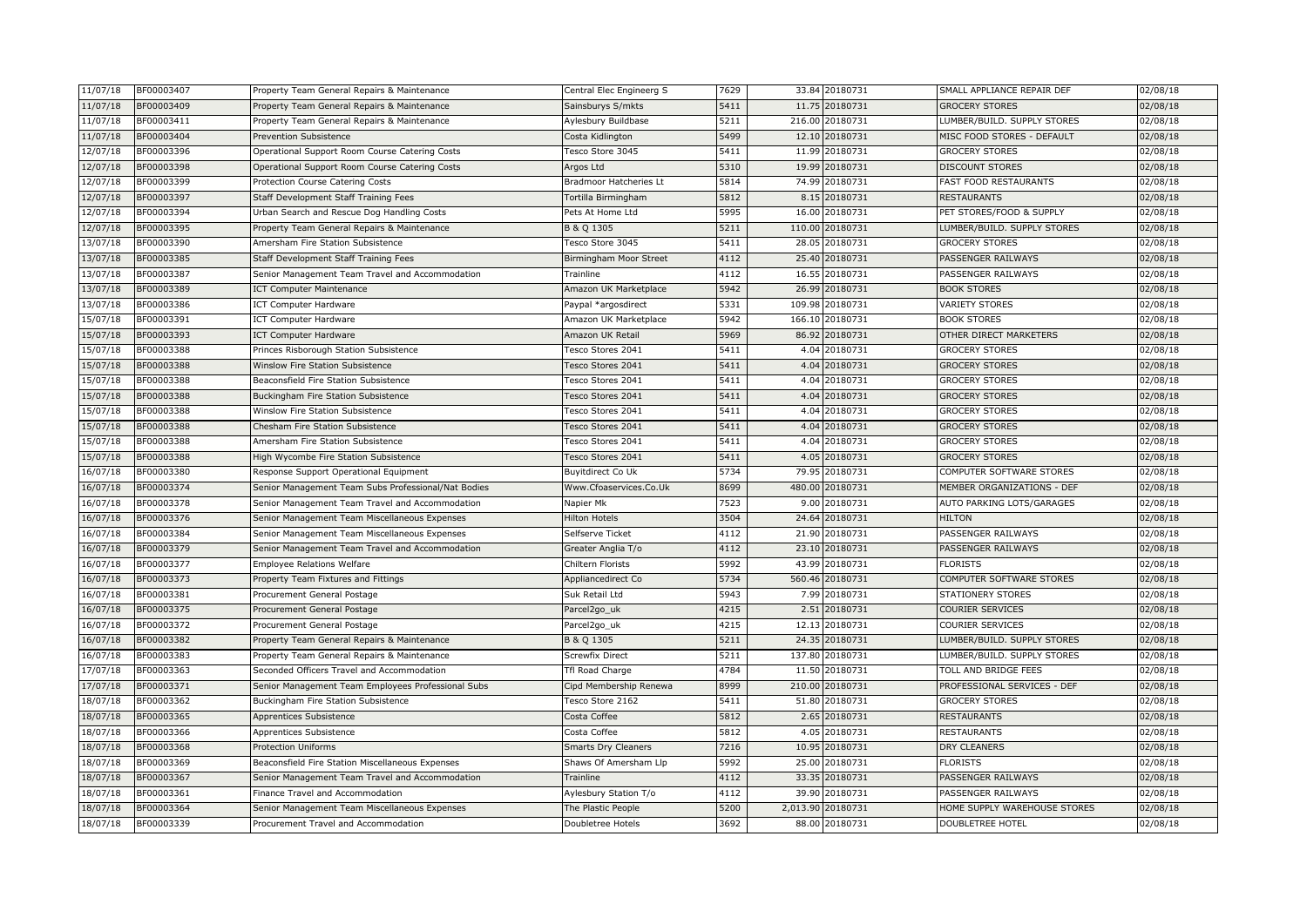| 11/07/18 | BF00003407 | Property Team General Repairs & Maintenance | Central Elec Engineerg S | 7629 | 33.84 | 20180731 | SMALL APPLIANCE REPAIR DEF | 02/08/18 |
|---|---|---|---|---|---|---|---|---|
| 11/07/18 | BF00003409 | Property Team General Repairs & Maintenance | Sainsburys S/mkts | 5411 | 11.75 | 20180731 | GROCERY STORES | 02/08/18 |
| 11/07/18 | BF00003411 | Property Team General Repairs & Maintenance | Aylesbury Buildbase | 5211 | 216.00 | 20180731 | LUMBER/BUILD. SUPPLY STORES | 02/08/18 |
| 11/07/18 | BF00003404 | Prevention Subsistence | Costa Kidlington | 5499 | 12.10 | 20180731 | MISC FOOD STORES - DEFAULT | 02/08/18 |
| 12/07/18 | BF00003396 | Operational Support Room Course Catering Costs | Tesco Store 3045 | 5411 | 11.99 | 20180731 | GROCERY STORES | 02/08/18 |
| 12/07/18 | BF00003398 | Operational Support Room Course Catering Costs | Argos Ltd | 5310 | 19.99 | 20180731 | DISCOUNT STORES | 02/08/18 |
| 12/07/18 | BF00003399 | Protection Course Catering Costs | Bradmoor Hatcheries Lt | 5814 | 74.99 | 20180731 | FAST FOOD RESTAURANTS | 02/08/18 |
| 12/07/18 | BF00003397 | Staff Development Staff Training Fees | Tortilla Birmingham | 5812 | 8.15 | 20180731 | RESTAURANTS | 02/08/18 |
| 12/07/18 | BF00003394 | Urban Search and Rescue Dog Handling Costs | Pets At Home Ltd | 5995 | 16.00 | 20180731 | PET STORES/FOOD & SUPPLY | 02/08/18 |
| 12/07/18 | BF00003395 | Property Team General Repairs & Maintenance | B & Q 1305 | 5211 | 110.00 | 20180731 | LUMBER/BUILD. SUPPLY STORES | 02/08/18 |
| 13/07/18 | BF00003390 | Amersham Fire Station Subsistence | Tesco Store 3045 | 5411 | 28.05 | 20180731 | GROCERY STORES | 02/08/18 |
| 13/07/18 | BF00003385 | Staff Development Staff Training Fees | Birmingham Moor Street | 4112 | 25.40 | 20180731 | PASSENGER RAILWAYS | 02/08/18 |
| 13/07/18 | BF00003387 | Senior Management Team Travel and Accommodation | Trainline | 4112 | 16.55 | 20180731 | PASSENGER RAILWAYS | 02/08/18 |
| 13/07/18 | BF00003389 | ICT Computer Maintenance | Amazon UK Marketplace | 5942 | 26.99 | 20180731 | BOOK STORES | 02/08/18 |
| 13/07/18 | BF00003386 | ICT Computer Hardware | Paypal *argosdirect | 5331 | 109.98 | 20180731 | VARIETY STORES | 02/08/18 |
| 15/07/18 | BF00003391 | ICT Computer Hardware | Amazon UK Marketplace | 5942 | 166.10 | 20180731 | BOOK STORES | 02/08/18 |
| 15/07/18 | BF00003393 | ICT Computer Hardware | Amazon UK Retail | 5969 | 86.92 | 20180731 | OTHER DIRECT MARKETERS | 02/08/18 |
| 15/07/18 | BF00003388 | Princes Risborough Station Subsistence | Tesco Stores 2041 | 5411 | 4.04 | 20180731 | GROCERY STORES | 02/08/18 |
| 15/07/18 | BF00003388 | Winslow Fire Station Subsistence | Tesco Stores 2041 | 5411 | 4.04 | 20180731 | GROCERY STORES | 02/08/18 |
| 15/07/18 | BF00003388 | Beaconsfield Fire Station Subsistence | Tesco Stores 2041 | 5411 | 4.04 | 20180731 | GROCERY STORES | 02/08/18 |
| 15/07/18 | BF00003388 | Buckingham Fire Station Subsistence | Tesco Stores 2041 | 5411 | 4.04 | 20180731 | GROCERY STORES | 02/08/18 |
| 15/07/18 | BF00003388 | Winslow Fire Station Subsistence | Tesco Stores 2041 | 5411 | 4.04 | 20180731 | GROCERY STORES | 02/08/18 |
| 15/07/18 | BF00003388 | Chesham Fire Station Subsistence | Tesco Stores 2041 | 5411 | 4.04 | 20180731 | GROCERY STORES | 02/08/18 |
| 15/07/18 | BF00003388 | Amersham Fire Station Subsistence | Tesco Stores 2041 | 5411 | 4.04 | 20180731 | GROCERY STORES | 02/08/18 |
| 15/07/18 | BF00003388 | High Wycombe Fire Station Subsistence | Tesco Stores 2041 | 5411 | 4.05 | 20180731 | GROCERY STORES | 02/08/18 |
| 16/07/18 | BF00003380 | Response Support Operational Equipment | Buyitdirect Co Uk | 5734 | 79.95 | 20180731 | COMPUTER SOFTWARE STORES | 02/08/18 |
| 16/07/18 | BF00003374 | Senior Management Team Subs Professional/Nat Bodies | Www.Cfoaservices.Co.Uk | 8699 | 480.00 | 20180731 | MEMBER ORGANIZATIONS - DEF | 02/08/18 |
| 16/07/18 | BF00003378 | Senior Management Team Travel and Accommodation | Napier Mk | 7523 | 9.00 | 20180731 | AUTO PARKING LOTS/GARAGES | 02/08/18 |
| 16/07/18 | BF00003376 | Senior Management Team Miscellaneous Expenses | Hilton Hotels | 3504 | 24.64 | 20180731 | HILTON | 02/08/18 |
| 16/07/18 | BF00003384 | Senior Management Team Miscellaneous Expenses | Selfserve Ticket | 4112 | 21.90 | 20180731 | PASSENGER RAILWAYS | 02/08/18 |
| 16/07/18 | BF00003379 | Senior Management Team Travel and Accommodation | Greater Anglia T/o | 4112 | 23.10 | 20180731 | PASSENGER RAILWAYS | 02/08/18 |
| 16/07/18 | BF00003377 | Employee Relations Welfare | Chiltern Florists | 5992 | 43.99 | 20180731 | FLORISTS | 02/08/18 |
| 16/07/18 | BF00003373 | Property Team Fixtures and Fittings | Appliancedirect Co | 5734 | 560.46 | 20180731 | COMPUTER SOFTWARE STORES | 02/08/18 |
| 16/07/18 | BF00003381 | Procurement General Postage | Suk Retail Ltd | 5943 | 7.99 | 20180731 | STATIONERY STORES | 02/08/18 |
| 16/07/18 | BF00003375 | Procurement General Postage | Parcel2go_uk | 4215 | 2.51 | 20180731 | COURIER SERVICES | 02/08/18 |
| 16/07/18 | BF00003372 | Procurement General Postage | Parcel2go_uk | 4215 | 12.13 | 20180731 | COURIER SERVICES | 02/08/18 |
| 16/07/18 | BF00003382 | Property Team General Repairs & Maintenance | B & Q 1305 | 5211 | 24.35 | 20180731 | LUMBER/BUILD. SUPPLY STORES | 02/08/18 |
| 16/07/18 | BF00003383 | Property Team General Repairs & Maintenance | Screwfix Direct | 5211 | 137.80 | 20180731 | LUMBER/BUILD. SUPPLY STORES | 02/08/18 |
| 17/07/18 | BF00003363 | Seconded Officers Travel and Accommodation | Tfl Road Charge | 4784 | 11.50 | 20180731 | TOLL AND BRIDGE FEES | 02/08/18 |
| 17/07/18 | BF00003371 | Senior Management Team Employees Professional Subs | Cipd Membership Renewa | 8999 | 210.00 | 20180731 | PROFESSIONAL SERVICES - DEF | 02/08/18 |
| 18/07/18 | BF00003362 | Buckingham Fire Station Subsistence | Tesco Store 2162 | 5411 | 51.80 | 20180731 | GROCERY STORES | 02/08/18 |
| 18/07/18 | BF00003365 | Apprentices Subsistence | Costa Coffee | 5812 | 2.65 | 20180731 | RESTAURANTS | 02/08/18 |
| 18/07/18 | BF00003366 | Apprentices Subsistence | Costa Coffee | 5812 | 4.05 | 20180731 | RESTAURANTS | 02/08/18 |
| 18/07/18 | BF00003368 | Protection Uniforms | Smarts Dry Cleaners | 7216 | 10.95 | 20180731 | DRY CLEANERS | 02/08/18 |
| 18/07/18 | BF00003369 | Beaconsfield Fire Station Miscellaneous Expenses | Shaws Of Amersham Llp | 5992 | 25.00 | 20180731 | FLORISTS | 02/08/18 |
| 18/07/18 | BF00003367 | Senior Management Team Travel and Accommodation | Trainline | 4112 | 33.35 | 20180731 | PASSENGER RAILWAYS | 02/08/18 |
| 18/07/18 | BF00003361 | Finance Travel and Accommodation | Aylesbury Station T/o | 4112 | 39.90 | 20180731 | PASSENGER RAILWAYS | 02/08/18 |
| 18/07/18 | BF00003364 | Senior Management Team Miscellaneous Expenses | The Plastic People | 5200 | 2,013.90 | 20180731 | HOME SUPPLY WAREHOUSE STORES | 02/08/18 |
| 18/07/18 | BF00003339 | Procurement Travel and Accommodation | Doubletree Hotels | 3692 | 88.00 | 20180731 | DOUBLETREE HOTEL | 02/08/18 |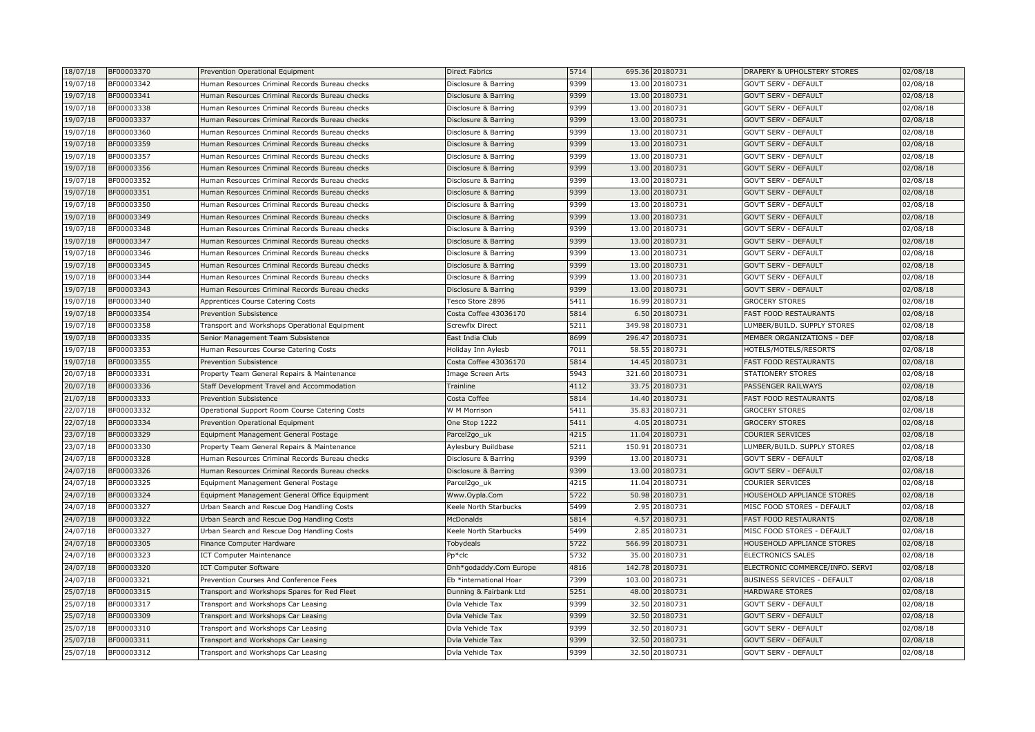| 18/07/18 | BF00003370 | Prevention Operational Equipment | Direct Fabrics | 5714 | 695.36 | 20180731 | DRAPERY & UPHOLSTERY STORES | 02/08/18 |
|---|---|---|---|---|---|---|---|---|
| 19/07/18 | BF00003342 | Human Resources Criminal Records Bureau checks | Disclosure & Barring | 9399 | 13.00 | 20180731 | GOV'T SERV - DEFAULT | 02/08/18 |
| 19/07/18 | BF00003341 | Human Resources Criminal Records Bureau checks | Disclosure & Barring | 9399 | 13.00 | 20180731 | GOV'T SERV - DEFAULT | 02/08/18 |
| 19/07/18 | BF00003338 | Human Resources Criminal Records Bureau checks | Disclosure & Barring | 9399 | 13.00 | 20180731 | GOV'T SERV - DEFAULT | 02/08/18 |
| 19/07/18 | BF00003337 | Human Resources Criminal Records Bureau checks | Disclosure & Barring | 9399 | 13.00 | 20180731 | GOV'T SERV - DEFAULT | 02/08/18 |
| 19/07/18 | BF00003360 | Human Resources Criminal Records Bureau checks | Disclosure & Barring | 9399 | 13.00 | 20180731 | GOV'T SERV - DEFAULT | 02/08/18 |
| 19/07/18 | BF00003359 | Human Resources Criminal Records Bureau checks | Disclosure & Barring | 9399 | 13.00 | 20180731 | GOV'T SERV - DEFAULT | 02/08/18 |
| 19/07/18 | BF00003357 | Human Resources Criminal Records Bureau checks | Disclosure & Barring | 9399 | 13.00 | 20180731 | GOV'T SERV - DEFAULT | 02/08/18 |
| 19/07/18 | BF00003356 | Human Resources Criminal Records Bureau checks | Disclosure & Barring | 9399 | 13.00 | 20180731 | GOV'T SERV - DEFAULT | 02/08/18 |
| 19/07/18 | BF00003352 | Human Resources Criminal Records Bureau checks | Disclosure & Barring | 9399 | 13.00 | 20180731 | GOV'T SERV - DEFAULT | 02/08/18 |
| 19/07/18 | BF00003351 | Human Resources Criminal Records Bureau checks | Disclosure & Barring | 9399 | 13.00 | 20180731 | GOV'T SERV - DEFAULT | 02/08/18 |
| 19/07/18 | BF00003350 | Human Resources Criminal Records Bureau checks | Disclosure & Barring | 9399 | 13.00 | 20180731 | GOV'T SERV - DEFAULT | 02/08/18 |
| 19/07/18 | BF00003349 | Human Resources Criminal Records Bureau checks | Disclosure & Barring | 9399 | 13.00 | 20180731 | GOV'T SERV - DEFAULT | 02/08/18 |
| 19/07/18 | BF00003348 | Human Resources Criminal Records Bureau checks | Disclosure & Barring | 9399 | 13.00 | 20180731 | GOV'T SERV - DEFAULT | 02/08/18 |
| 19/07/18 | BF00003347 | Human Resources Criminal Records Bureau checks | Disclosure & Barring | 9399 | 13.00 | 20180731 | GOV'T SERV - DEFAULT | 02/08/18 |
| 19/07/18 | BF00003346 | Human Resources Criminal Records Bureau checks | Disclosure & Barring | 9399 | 13.00 | 20180731 | GOV'T SERV - DEFAULT | 02/08/18 |
| 19/07/18 | BF00003345 | Human Resources Criminal Records Bureau checks | Disclosure & Barring | 9399 | 13.00 | 20180731 | GOV'T SERV - DEFAULT | 02/08/18 |
| 19/07/18 | BF00003344 | Human Resources Criminal Records Bureau checks | Disclosure & Barring | 9399 | 13.00 | 20180731 | GOV'T SERV - DEFAULT | 02/08/18 |
| 19/07/18 | BF00003343 | Human Resources Criminal Records Bureau checks | Disclosure & Barring | 9399 | 13.00 | 20180731 | GOV'T SERV - DEFAULT | 02/08/18 |
| 19/07/18 | BF00003340 | Apprentices Course Catering Costs | Tesco Store 2896 | 5411 | 16.99 | 20180731 | GROCERY STORES | 02/08/18 |
| 19/07/18 | BF00003354 | Prevention Subsistence | Costa Coffee 43036170 | 5814 | 6.50 | 20180731 | FAST FOOD RESTAURANTS | 02/08/18 |
| 19/07/18 | BF00003358 | Transport and Workshops Operational Equipment | Screwfix Direct | 5211 | 349.98 | 20180731 | LUMBER/BUILD. SUPPLY STORES | 02/08/18 |
| 19/07/18 | BF00003335 | Senior Management Team Subsistence | East India Club | 8699 | 296.47 | 20180731 | MEMBER ORGANIZATIONS - DEF | 02/08/18 |
| 19/07/18 | BF00003353 | Human Resources Course Catering Costs | Holiday Inn Aylesb | 7011 | 58.55 | 20180731 | HOTELS/MOTELS/RESORTS | 02/08/18 |
| 19/07/18 | BF00003355 | Prevention Subsistence | Costa Coffee 43036170 | 5814 | 14.45 | 20180731 | FAST FOOD RESTAURANTS | 02/08/18 |
| 20/07/18 | BF00003331 | Property Team General Repairs & Maintenance | Image Screen Arts | 5943 | 321.60 | 20180731 | STATIONERY STORES | 02/08/18 |
| 20/07/18 | BF00003336 | Staff Development Travel and Accommodation | Trainline | 4112 | 33.75 | 20180731 | PASSENGER RAILWAYS | 02/08/18 |
| 21/07/18 | BF00003333 | Prevention Subsistence | Costa Coffee | 5814 | 14.40 | 20180731 | FAST FOOD RESTAURANTS | 02/08/18 |
| 22/07/18 | BF00003332 | Operational Support Room Course Catering Costs | W M Morrison | 5411 | 35.83 | 20180731 | GROCERY STORES | 02/08/18 |
| 22/07/18 | BF00003334 | Prevention Operational Equipment | One Stop 1222 | 5411 | 4.05 | 20180731 | GROCERY STORES | 02/08/18 |
| 23/07/18 | BF00003329 | Equipment Management General Postage | Parcel2go_uk | 4215 | 11.04 | 20180731 | COURIER SERVICES | 02/08/18 |
| 23/07/18 | BF00003330 | Property Team General Repairs & Maintenance | Aylesbury Buildbase | 5211 | 150.91 | 20180731 | LUMBER/BUILD. SUPPLY STORES | 02/08/18 |
| 24/07/18 | BF00003328 | Human Resources Criminal Records Bureau checks | Disclosure & Barring | 9399 | 13.00 | 20180731 | GOV'T SERV - DEFAULT | 02/08/18 |
| 24/07/18 | BF00003326 | Human Resources Criminal Records Bureau checks | Disclosure & Barring | 9399 | 13.00 | 20180731 | GOV'T SERV - DEFAULT | 02/08/18 |
| 24/07/18 | BF00003325 | Equipment Management General Postage | Parcel2go_uk | 4215 | 11.04 | 20180731 | COURIER SERVICES | 02/08/18 |
| 24/07/18 | BF00003324 | Equipment Management General Office Equipment | Www.Oypla.Com | 5722 | 50.98 | 20180731 | HOUSEHOLD APPLIANCE STORES | 02/08/18 |
| 24/07/18 | BF00003327 | Urban Search and Rescue Dog Handling Costs | Keele North Starbucks | 5499 | 2.95 | 20180731 | MISC FOOD STORES - DEFAULT | 02/08/18 |
| 24/07/18 | BF00003322 | Urban Search and Rescue Dog Handling Costs | McDonalds | 5814 | 4.57 | 20180731 | FAST FOOD RESTAURANTS | 02/08/18 |
| 24/07/18 | BF00003327 | Urban Search and Rescue Dog Handling Costs | Keele North Starbucks | 5499 | 2.85 | 20180731 | MISC FOOD STORES - DEFAULT | 02/08/18 |
| 24/07/18 | BF00003305 | Finance Computer Hardware | Tobydeals | 5722 | 566.99 | 20180731 | HOUSEHOLD APPLIANCE STORES | 02/08/18 |
| 24/07/18 | BF00003323 | ICT Computer Maintenance | Pp*clc | 5732 | 35.00 | 20180731 | ELECTRONICS SALES | 02/08/18 |
| 24/07/18 | BF00003320 | ICT Computer Software | Dnh*godaddy.Com Europe | 4816 | 142.78 | 20180731 | ELECTRONIC COMMERCE/INFO. SERVI | 02/08/18 |
| 24/07/18 | BF00003321 | Prevention Courses And Conference Fees | Eb *international Hoar | 7399 | 103.00 | 20180731 | BUSINESS SERVICES - DEFAULT | 02/08/18 |
| 25/07/18 | BF00003315 | Transport and Workshops Spares for Red Fleet | Dunning & Fairbank Ltd | 5251 | 48.00 | 20180731 | HARDWARE STORES | 02/08/18 |
| 25/07/18 | BF00003317 | Transport and Workshops Car Leasing | Dvla Vehicle Tax | 9399 | 32.50 | 20180731 | GOV'T SERV - DEFAULT | 02/08/18 |
| 25/07/18 | BF00003309 | Transport and Workshops Car Leasing | Dvla Vehicle Tax | 9399 | 32.50 | 20180731 | GOV'T SERV - DEFAULT | 02/08/18 |
| 25/07/18 | BF00003310 | Transport and Workshops Car Leasing | Dvla Vehicle Tax | 9399 | 32.50 | 20180731 | GOV'T SERV - DEFAULT | 02/08/18 |
| 25/07/18 | BF00003311 | Transport and Workshops Car Leasing | Dvla Vehicle Tax | 9399 | 32.50 | 20180731 | GOV'T SERV - DEFAULT | 02/08/18 |
| 25/07/18 | BF00003312 | Transport and Workshops Car Leasing | Dvla Vehicle Tax | 9399 | 32.50 | 20180731 | GOV'T SERV - DEFAULT | 02/08/18 |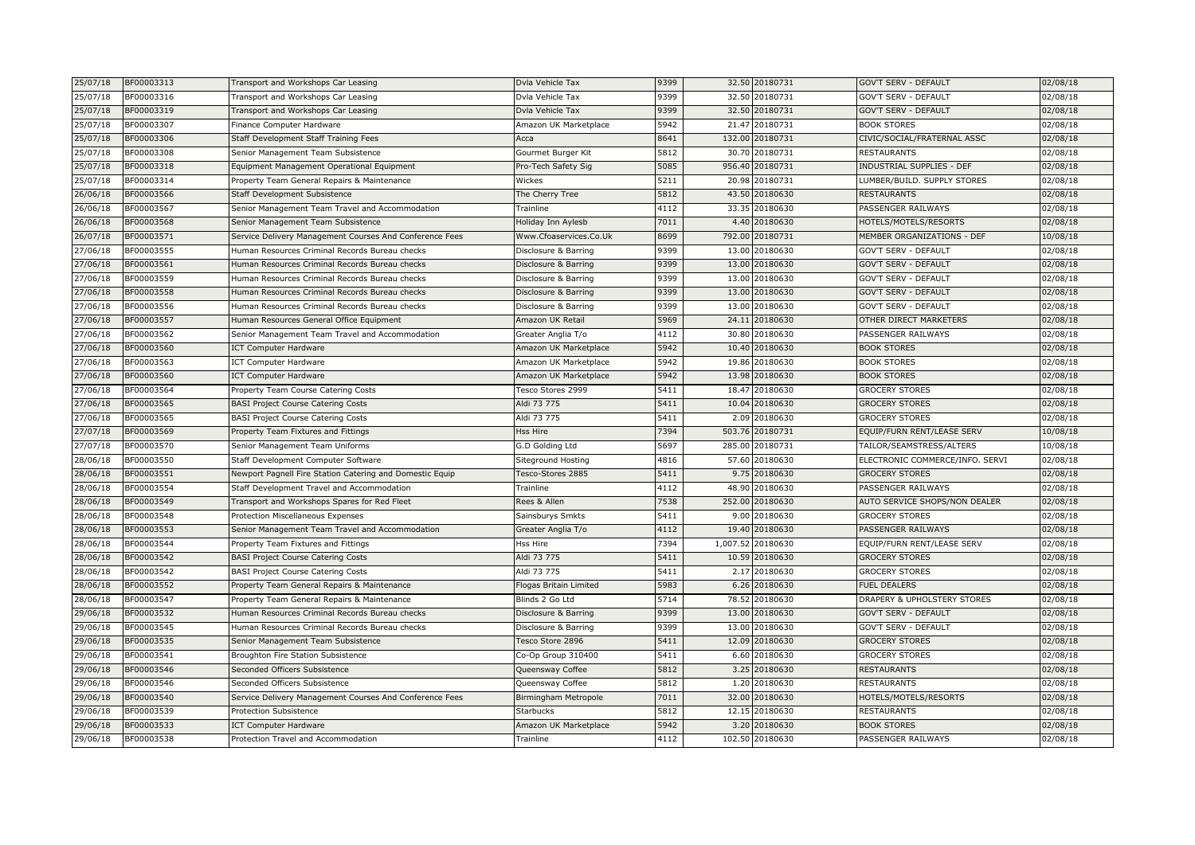| | | | | | | | | |
|---|---|---|---|---|---|---|---|---|
| 25/07/18 | BF00003313 | Transport and Workshops Car Leasing | Dvla Vehicle Tax | 9399 | 32.50 | 20180731 | GOV'T SERV - DEFAULT | 02/08/18 |
| 25/07/18 | BF00003316 | Transport and Workshops Car Leasing | Dvla Vehicle Tax | 9399 | 32.50 | 20180731 | GOV'T SERV - DEFAULT | 02/08/18 |
| 25/07/18 | BF00003319 | Transport and Workshops Car Leasing | Dvla Vehicle Tax | 9399 | 32.50 | 20180731 | GOV'T SERV - DEFAULT | 02/08/18 |
| 25/07/18 | BF00003307 | Finance Computer Hardware | Amazon UK Marketplace | 5942 | 21.47 | 20180731 | BOOK STORES | 02/08/18 |
| 25/07/18 | BF00003306 | Staff Development Staff Training Fees | Acca | 8641 | 132.00 | 20180731 | CIVIC/SOCIAL/FRATERNAL ASSC | 02/08/18 |
| 25/07/18 | BF00003308 | Senior Management Team Subsistence | Gourmet Burger Kit | 5812 | 30.70 | 20180731 | RESTAURANTS | 02/08/18 |
| 25/07/18 | BF00003318 | Equipment Management Operational Equipment | Pro-Tech Safety Sig | 5085 | 956.40 | 20180731 | INDUSTRIAL SUPPLIES - DEF | 02/08/18 |
| 25/07/18 | BF00003314 | Property Team General Repairs & Maintenance | Wickes | 5211 | 20.98 | 20180731 | LUMBER/BUILD. SUPPLY STORES | 02/08/18 |
| 26/06/18 | BF00003566 | Staff Development Subsistence | The Cherry Tree | 5812 | 43.50 | 20180630 | RESTAURANTS | 02/08/18 |
| 26/06/18 | BF00003567 | Senior Management Team Travel and Accommodation | Trainline | 4112 | 33.35 | 20180630 | PASSENGER RAILWAYS | 02/08/18 |
| 26/06/18 | BF00003568 | Senior Management Team Subsistence | Holiday Inn Aylesb | 7011 | 4.40 | 20180630 | HOTELS/MOTELS/RESORTS | 02/08/18 |
| 26/07/18 | BF00003571 | Service Delivery Management Courses And Conference Fees | Www.Cfoaservices.Co.Uk | 8699 | 792.00 | 20180731 | MEMBER ORGANIZATIONS - DEF | 10/08/18 |
| 27/06/18 | BF00003555 | Human Resources Criminal Records Bureau checks | Disclosure & Barring | 9399 | 13.00 | 20180630 | GOV'T SERV - DEFAULT | 02/08/18 |
| 27/06/18 | BF00003561 | Human Resources Criminal Records Bureau checks | Disclosure & Barring | 9399 | 13.00 | 20180630 | GOV'T SERV - DEFAULT | 02/08/18 |
| 27/06/18 | BF00003559 | Human Resources Criminal Records Bureau checks | Disclosure & Barring | 9399 | 13.00 | 20180630 | GOV'T SERV - DEFAULT | 02/08/18 |
| 27/06/18 | BF00003558 | Human Resources Criminal Records Bureau checks | Disclosure & Barring | 9399 | 13.00 | 20180630 | GOV'T SERV - DEFAULT | 02/08/18 |
| 27/06/18 | BF00003556 | Human Resources Criminal Records Bureau checks | Disclosure & Barring | 9399 | 13.00 | 20180630 | GOV'T SERV - DEFAULT | 02/08/18 |
| 27/06/18 | BF00003557 | Human Resources General Office Equipment | Amazon UK Retail | 5969 | 24.11 | 20180630 | OTHER DIRECT MARKETERS | 02/08/18 |
| 27/06/18 | BF00003562 | Senior Management Team Travel and Accommodation | Greater Anglia T/o | 4112 | 30.80 | 20180630 | PASSENGER RAILWAYS | 02/08/18 |
| 27/06/18 | BF00003560 | ICT Computer Hardware | Amazon UK Marketplace | 5942 | 10.40 | 20180630 | BOOK STORES | 02/08/18 |
| 27/06/18 | BF00003563 | ICT Computer Hardware | Amazon UK Marketplace | 5942 | 19.86 | 20180630 | BOOK STORES | 02/08/18 |
| 27/06/18 | BF00003560 | ICT Computer Hardware | Amazon UK Marketplace | 5942 | 13.98 | 20180630 | BOOK STORES | 02/08/18 |
| 27/06/18 | BF00003564 | Property Team Course Catering Costs | Tesco Stores 2999 | 5411 | 18.47 | 20180630 | GROCERY STORES | 02/08/18 |
| 27/06/18 | BF00003565 | BASI Project Course Catering Costs | Aldi 73 775 | 5411 | 10.04 | 20180630 | GROCERY STORES | 02/08/18 |
| 27/06/18 | BF00003565 | BASI Project Course Catering Costs | Aldi 73 775 | 5411 | 2.09 | 20180630 | GROCERY STORES | 02/08/18 |
| 27/07/18 | BF00003569 | Property Team Fixtures and Fittings | Hss Hire | 7394 | 503.76 | 20180731 | EQUIP/FURN RENT/LEASE SERV | 10/08/18 |
| 27/07/18 | BF00003570 | Senior Management Team Uniforms | G.D Golding Ltd | 5697 | 285.00 | 20180731 | TAILOR/SEAMSTRESS/ALTERS | 10/08/18 |
| 28/06/18 | BF00003550 | Staff Development Computer Software | Siteground Hosting | 4816 | 57.60 | 20180630 | ELECTRONIC COMMERCE/INFO. SERVI | 02/08/18 |
| 28/06/18 | BF00003551 | Newport Pagnell Fire Station Catering and Domestic Equip | Tesco-Stores 2885 | 5411 | 9.75 | 20180630 | GROCERY STORES | 02/08/18 |
| 28/06/18 | BF00003554 | Staff Development Travel and Accommodation | Trainline | 4112 | 48.90 | 20180630 | PASSENGER RAILWAYS | 02/08/18 |
| 28/06/18 | BF00003549 | Transport and Workshops Spares for Red Fleet | Rees & Allen | 7538 | 252.00 | 20180630 | AUTO SERVICE SHOPS/NON DEALER | 02/08/18 |
| 28/06/18 | BF00003548 | Protection Miscellaneous Expenses | Sainsburys Smkts | 5411 | 9.00 | 20180630 | GROCERY STORES | 02/08/18 |
| 28/06/18 | BF00003553 | Senior Management Team Travel and Accommodation | Greater Anglia T/o | 4112 | 19.40 | 20180630 | PASSENGER RAILWAYS | 02/08/18 |
| 28/06/18 | BF00003544 | Property Team Fixtures and Fittings | Hss Hire | 7394 | 1,007.52 | 20180630 | EQUIP/FURN RENT/LEASE SERV | 02/08/18 |
| 28/06/18 | BF00003542 | BASI Project Course Catering Costs | Aldi 73 775 | 5411 | 10.59 | 20180630 | GROCERY STORES | 02/08/18 |
| 28/06/18 | BF00003542 | BASI Project Course Catering Costs | Aldi 73 775 | 5411 | 2.17 | 20180630 | GROCERY STORES | 02/08/18 |
| 28/06/18 | BF00003552 | Property Team General Repairs & Maintenance | Flogas Britain Limited | 5983 | 6.26 | 20180630 | FUEL DEALERS | 02/08/18 |
| 28/06/18 | BF00003547 | Property Team General Repairs & Maintenance | Blinds 2 Go Ltd | 5714 | 78.52 | 20180630 | DRAPERY & UPHOLSTERY STORES | 02/08/18 |
| 29/06/18 | BF00003532 | Human Resources Criminal Records Bureau checks | Disclosure & Barring | 9399 | 13.00 | 20180630 | GOV'T SERV - DEFAULT | 02/08/18 |
| 29/06/18 | BF00003545 | Human Resources Criminal Records Bureau checks | Disclosure & Barring | 9399 | 13.00 | 20180630 | GOV'T SERV - DEFAULT | 02/08/18 |
| 29/06/18 | BF00003535 | Senior Management Team Subsistence | Tesco Store 2896 | 5411 | 12.09 | 20180630 | GROCERY STORES | 02/08/18 |
| 29/06/18 | BF00003541 | Broughton Fire Station Subsistence | Co-Op Group 310400 | 5411 | 6.60 | 20180630 | GROCERY STORES | 02/08/18 |
| 29/06/18 | BF00003546 | Seconded Officers Subsistence | Queensway Coffee | 5812 | 3.25 | 20180630 | RESTAURANTS | 02/08/18 |
| 29/06/18 | BF00003546 | Seconded Officers Subsistence | Queensway Coffee | 5812 | 1.20 | 20180630 | RESTAURANTS | 02/08/18 |
| 29/06/18 | BF00003540 | Service Delivery Management Courses And Conference Fees | Birmingham Metropole | 7011 | 32.00 | 20180630 | HOTELS/MOTELS/RESORTS | 02/08/18 |
| 29/06/18 | BF00003539 | Protection Subsistence | Starbucks | 5812 | 12.15 | 20180630 | RESTAURANTS | 02/08/18 |
| 29/06/18 | BF00003533 | ICT Computer Hardware | Amazon UK Marketplace | 5942 | 3.20 | 20180630 | BOOK STORES | 02/08/18 |
| 29/06/18 | BF00003538 | Protection Travel and Accommodation | Trainline | 4112 | 102.50 | 20180630 | PASSENGER RAILWAYS | 02/08/18 |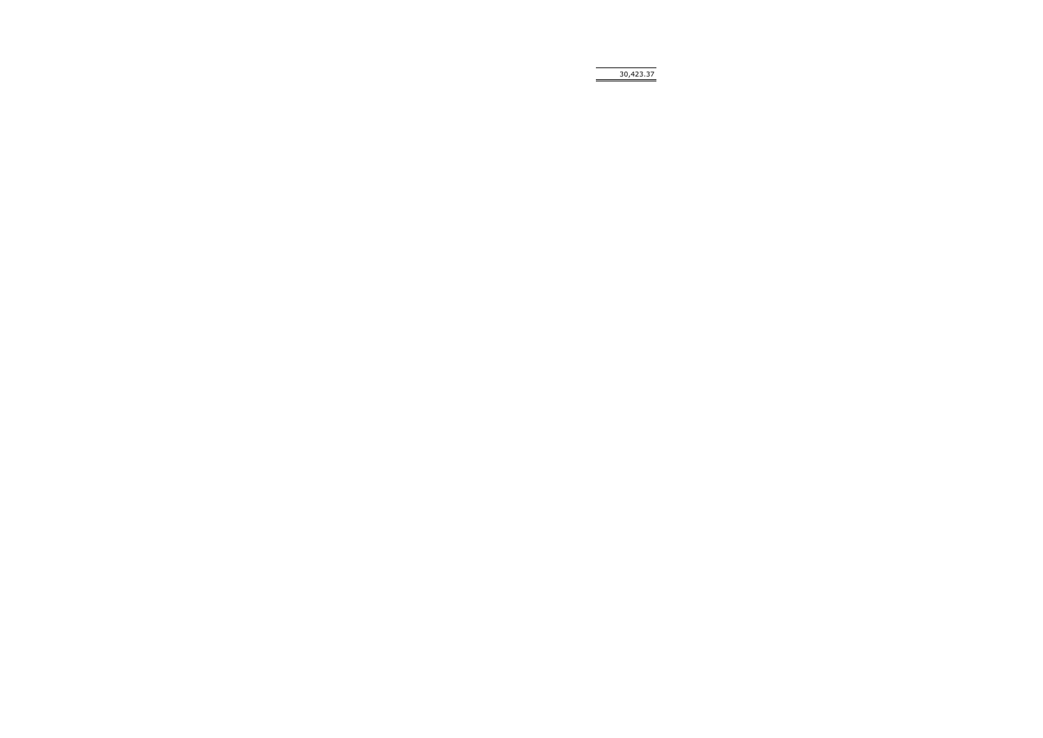30,423.37